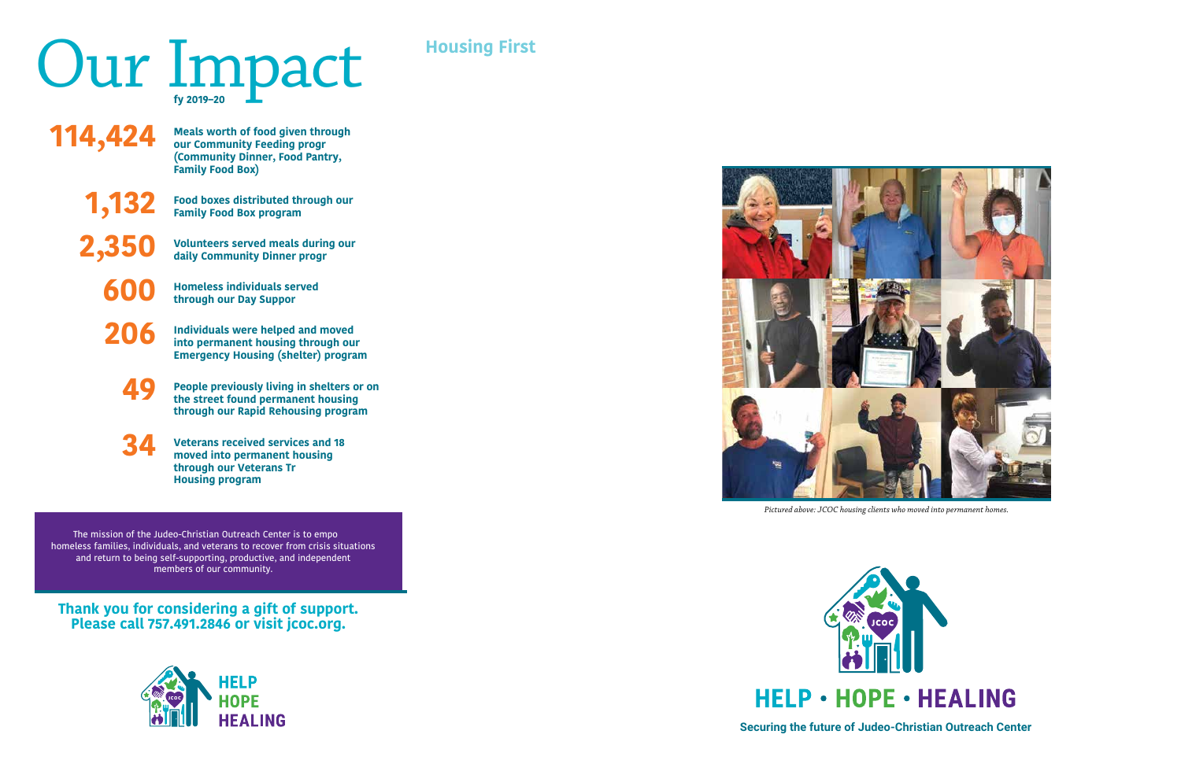# Our Impact

fy 2019–20

**114,424** Meals worth of food given through our Community Feeding progr (Community Dinner, Food Pantry, Family Food Box)

**1,132** Food boxes distributed through our Family Food Box program

**2,350** Volunteers served meals during our daily Community Dinner progr

**600** Homeless individuals served through our Day Suppor

**206** Individuals were helped and moved into permanent housing through our Emergency Housing (shelter) program

**49** People previously living in shelters or on the street found permanent housing through our Rapid Rehousing program

**34** Veterans received services and 18 moved into permanent housing through our Veterans Tr Housing program

The mission of the Judeo-Christian Outreach Center is to empo homeless families, individuals, and veterans to recover from crisis situations and return to being self-supporting, productive, and independent members of our community.

**Thank you for considering a gift of support. Please call 757.491.2846 or visit jcoc.org.**

HELP HOPE HEALING

## Housing First

*Pictured above: JCOC housing clients who moved into permanent homes.*

JCOC

## HELP • HOPE • HEALING

**Securing the future of Judeo-Christian Outreach Center**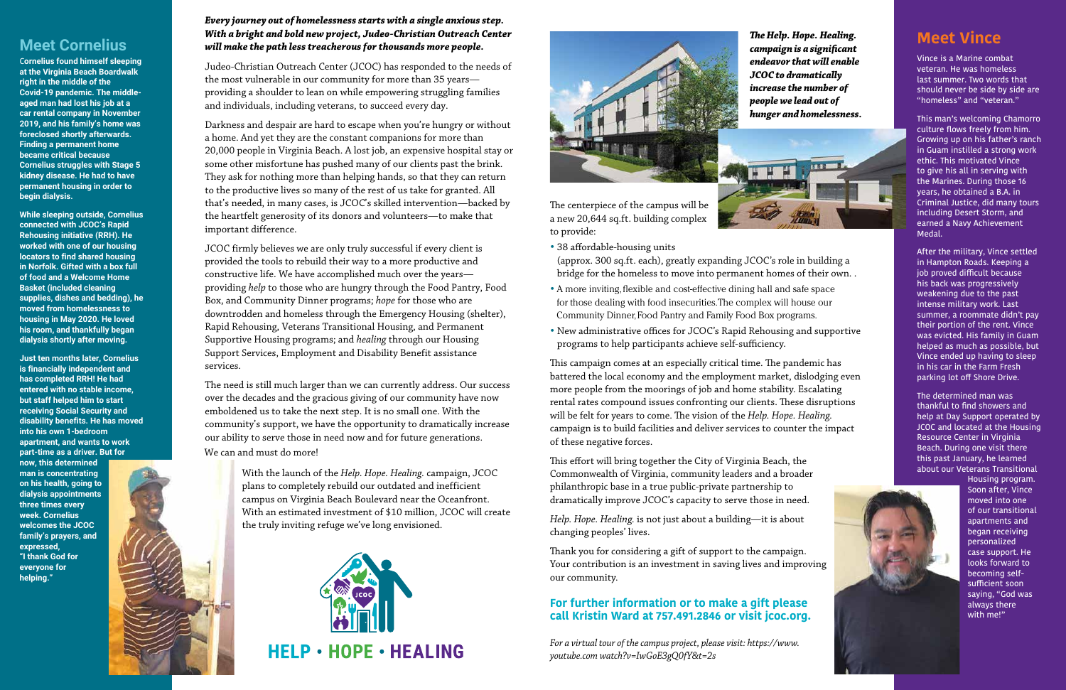## Meet Cornelius

**Cornelius found himself sleeping at the Virginia Beach Boardwalk right in the middle of the Covid-19 pandemic. The middle-aged man had lost his job at a car rental company in November 2019, and his family's home was foreclosed shortly afterwards. Finding a permanent home became critical because Cornelius struggles with Stage 5 kidney disease. He had to have permanent housing in order to begin dialysis.**

**While sleeping outside, Cornelius connected with JCOC's Rapid Rehousing initiative (RRH). He worked with one of our housing locators to find shared housing in Norfolk. Gifted with a box full of food and a Welcome Home Basket (included cleaning supplies, dishes and bedding), he moved from homelessness to housing in May 2020. He loved his room, and thankfully began dialysis shortly after moving.**

**Just ten months later, Cornelius is financially independent and has completed RRH! He had entered with no stable income, but staff helped him to start receiving Social Security and disability benefits. He has moved into his own 1-bedroom apartment, and wants to work part-time as a driver. But for now, this determined man is concentrating on his health, going to dialysis appointments three times every week. Cornelius welcomes the JCOC family's prayers, and expressed, "I thank God for everyone for helping."**

***Every journey out of homelessness starts with a single anxious step. With a bright and bold new project, Judeo-Christian Outreach Center will make the path less treacherous for thousands more people.***

Judeo-Christian Outreach Center (JCOC) has responded to the needs of the most vulnerable in our community for more than 35 years—providing a shoulder to lean on while empowering struggling families and individuals, including veterans, to succeed every day.

Darkness and despair are hard to escape when you're hungry or without a home. And yet they are the constant companions for more than 20,000 people in Virginia Beach. A lost job, an expensive hospital stay or some other misfortune has pushed many of our clients past the brink. They ask for nothing more than helping hands, so that they can return to the productive lives so many of the rest of us take for granted. All that's needed, in many cases, is JCOC's skilled intervention—backed by the heartfelt generosity of its donors and volunteers—to make that important difference.

JCOC firmly believes we are only truly successful if every client is provided the tools to rebuild their way to a more productive and constructive life. We have accomplished much over the years—providing *help* to those who are hungry through the Food Pantry, Food Box, and Community Dinner programs; *hope* for those who are downtrodden and homeless through the Emergency Housing (shelter), Rapid Rehousing, Veterans Transitional Housing, and Permanent Supportive Housing programs; and *healing* through our Housing Support Services, Employment and Disability Benefit assistance services.

The need is still much larger than we can currently address. Our success over the decades and the gracious giving of our community have now emboldened us to take the next step. It is no small one. With the community's support, we have the opportunity to dramatically increase our ability to serve those in need now and for future generations.

We can and must do more!

With the launch of the *Help. Hope. Healing.* campaign, JCOC plans to completely rebuild our outdated and inefficient campus on Virginia Beach Boulevard near the Oceanfront. With an estimated investment of $10 million, JCOC will create the truly inviting refuge we've long envisioned.

HELP • HOPE • HEALING

***The Help. Hope. Healing. campaign is a significant endeavor that will enable JCOC to dramatically increase the number of people we lead out of hunger and homelessness.***

The centerpiece of the campus will be a new 20,644 sq.ft. building complex to provide:

- 38 affordable-housing units (approx. 300 sq.ft. each), greatly expanding JCOC's role in building a bridge for the homeless to move into permanent homes of their own. .
- A more inviting, flexible and cost-effective dining hall and safe space for those dealing with food insecurities. The complex will house our Community Dinner, Food Pantry and Family Food Box programs.
- New administrative offices for JCOC's Rapid Rehousing and supportive programs to help participants achieve self-sufficiency.

This campaign comes at an especially critical time. The pandemic has battered the local economy and the employment market, dislodging even more people from the moorings of job and home stability. Escalating rental rates compound issues confronting our clients. These disruptions will be felt for years to come. The vision of the *Help. Hope. Healing.* campaign is to build facilities and deliver services to counter the impact of these negative forces.

This effort will bring together the City of Virginia Beach, the Commonwealth of Virginia, community leaders and a broader philanthropic base in a true public-private partnership to dramatically improve JCOC's capacity to serve those in need.

*Help. Hope. Healing.* is not just about a building—it is about changing peoples' lives.

Thank you for considering a gift of support to the campaign. Your contribution is an investment in saving lives and improving our community.

### For further information or to make a gift please call Kristin Ward at 757.491.2846 or visit jcoc.org.

*For a virtual tour of the campus project, please visit: https://www.youtube.com watch?v=IwGoE3gQ0fY&t=2s*

## Meet Vince

Vince is a Marine combat veteran. He was homeless last summer. Two words that should never be side by side are "homeless" and "veteran."

This man's welcoming Chamorro culture flows freely from him. Growing up on his father's ranch in Guam instilled a strong work ethic. This motivated Vince to give his all in serving with the Marines. During those 16 years, he obtained a B.A. in Criminal Justice, did many tours including Desert Storm, and earned a Navy Achievement Medal.

After the military, Vince settled in Hampton Roads. Keeping a job proved difficult because his back was progressively weakening due to the past intense military work. Last summer, a roommate didn't pay their portion of the rent. Vince was evicted. His family in Guam helped as much as possible, but Vince ended up having to sleep in his car in the Farm Fresh parking lot off Shore Drive.

The determined man was thankful to find showers and help at Day Support operated by JCOC and located at the Housing Resource Center in Virginia Beach. During one visit there this past January, he learned about our Veterans Transitional Housing program. Soon after, Vince moved into one of our transitional apartments and began receiving personalized case support. He looks forward to becoming self-sufficient soon saying, "God was always there with me!"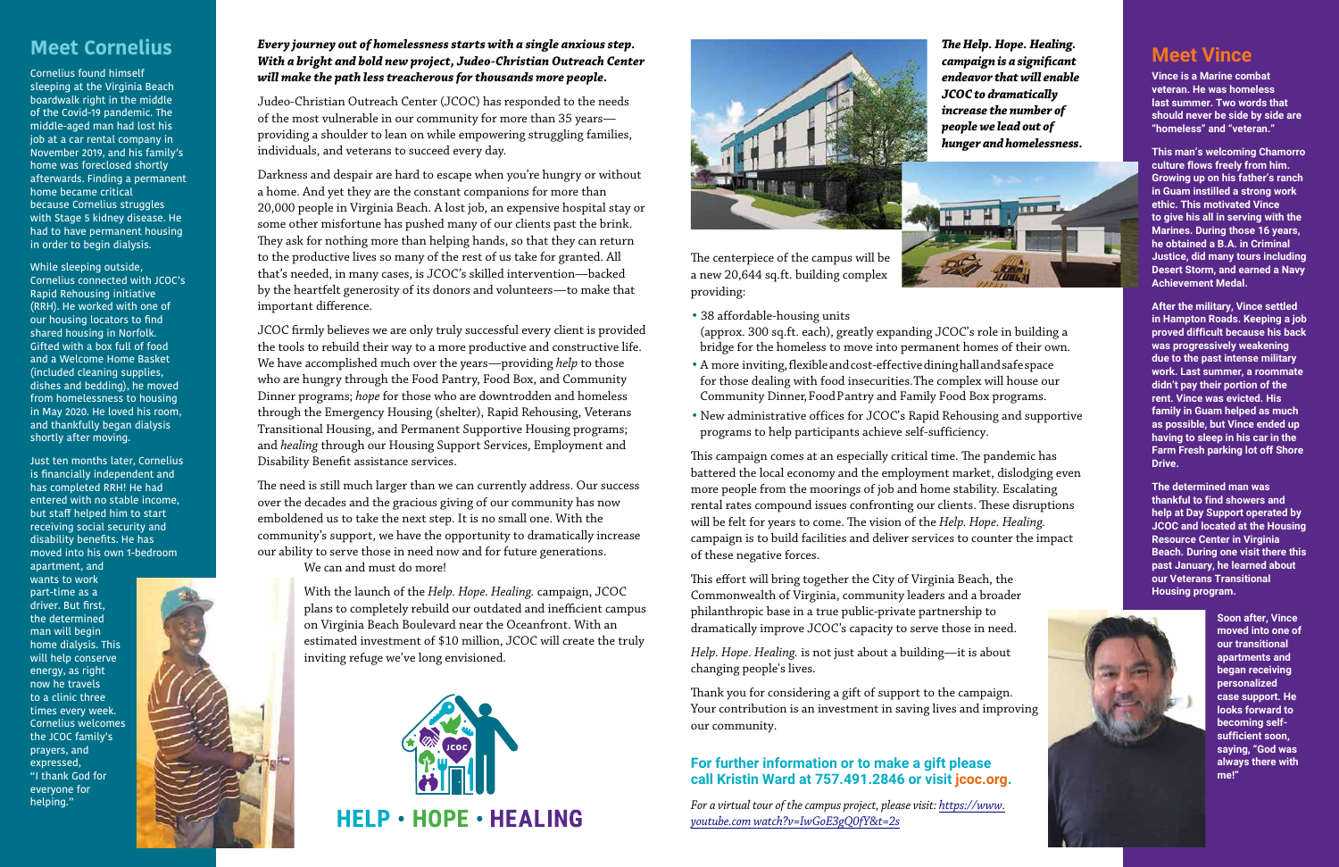## Meet Cornelius

Cornelius found himself sleeping at the Virginia Beach boardwalk right in the middle of the Covid-19 pandemic. The middle-aged man had lost his job at a car rental company in November 2019, and his family's home was foreclosed shortly afterwards. Finding a permanent home became critical because Cornelius struggles with Stage 5 kidney disease. He had to have permanent housing in order to begin dialysis.

While sleeping outside, Cornelius connected with JCOC's Rapid Rehousing initiative (RRH). He worked with one of our housing locators to find shared housing in Norfolk. Gifted with a box full of food and a Welcome Home Basket (included cleaning supplies, dishes and bedding), he moved from homelessness to housing in May 2020. He loved his room, and thankfully began dialysis shortly after moving.

Just ten months later, Cornelius is financially independent and has completed RRH! He had entered with no stable income, but staff helped him to start receiving social security and disability benefits. He has moved into his own 1-bedroom apartment, and wants to work part-time as a driver. But first, the determined man will begin home dialysis. This will help conserve energy, as right now he travels to a clinic three times every week. Cornelius welcomes the JCOC family's prayers, and expressed, "I thank God for everyone for helping."

***Every journey out of homelessness starts with a single anxious step. With a bright and bold new project, Judeo-Christian Outreach Center will make the path less treacherous for thousands more people.***

Judeo-Christian Outreach Center (JCOC) has responded to the needs of the most vulnerable in our community for more than 35 years—providing a shoulder to lean on while empowering struggling families, individuals, and veterans to succeed every day.

Darkness and despair are hard to escape when you're hungry or without a home. And yet they are the constant companions for more than 20,000 people in Virginia Beach. A lost job, an expensive hospital stay or some other misfortune has pushed many of our clients past the brink. They ask for nothing more than helping hands, so that they can return to the productive lives so many of the rest of us take for granted. All that's needed, in many cases, is JCOC's skilled intervention—backed by the heartfelt generosity of its donors and volunteers—to make that important difference.

JCOC firmly believes we are only truly successful every client is provided the tools to rebuild their way to a more productive and constructive life. We have accomplished much over the years—providing *help* to those who are hungry through the Food Pantry, Food Box, and Community Dinner programs; *hope* for those who are downtrodden and homeless through the Emergency Housing (shelter), Rapid Rehousing, Veterans Transitional Housing, and Permanent Supportive Housing programs; and *healing* through our Housing Support Services, Employment and Disability Benefit assistance services.

The need is still much larger than we can currently address. Our success over the decades and the gracious giving of our community has now emboldened us to take the next step. It is no small one. With the community's support, we have the opportunity to dramatically increase our ability to serve those in need now and for future generations.

We can and must do more!

With the launch of the *Help. Hope. Healing.* campaign, JCOC plans to completely rebuild our outdated and inefficient campus on Virginia Beach Boulevard near the Oceanfront. With an estimated investment of $10 million, JCOC will create the truly inviting refuge we've long envisioned.

HELP • HOPE • HEALING

***The Help. Hope. Healing. campaign is a significant endeavor that will enable JCOC to dramatically increase the number of people we lead out of hunger and homelessness.***

The centerpiece of the campus will be a new 20,644 sq.ft. building complex providing:

- 38 affordable-housing units (approx. 300 sq.ft. each), greatly expanding JCOC's role in building a bridge for the homeless to move into permanent homes of their own.
- A more inviting, flexible and cost-effective dining hall and safe space for those dealing with food insecurities. The complex will house our Community Dinner, Food Pantry and Family Food Box programs.
- New administrative offices for JCOC's Rapid Rehousing and supportive programs to help participants achieve self-sufficiency.

This campaign comes at an especially critical time. The pandemic has battered the local economy and the employment market, dislodging even more people from the moorings of job and home stability. Escalating rental rates compound issues confronting our clients. These disruptions will be felt for years to come. The vision of the *Help. Hope. Healing.* campaign is to build facilities and deliver services to counter the impact of these negative forces.

This effort will bring together the City of Virginia Beach, the Commonwealth of Virginia, community leaders and a broader philanthropic base in a true public-private partnership to dramatically improve JCOC's capacity to serve those in need.

*Help. Hope. Healing.* is not just about a building—it is about changing people's lives.

Thank you for considering a gift of support to the campaign. Your contribution is an investment in saving lives and improving our community.

**For further information or to make a gift please call Kristin Ward at 757.491.2846 or visit jcoc.org.**

*For a virtual tour of the campus project, please visit: https://www.youtube.com watch?v=IwGoE3gQ0fY&t=2s*

## Meet Vince

**Vince is a Marine combat veteran. He was homeless last summer. Two words that should never be side by side are "homeless" and "veteran."**

**This man's welcoming Chamorro culture flows freely from him. Growing up on his father's ranch in Guam instilled a strong work ethic. This motivated Vince to give his all in serving with the Marines. During those 16 years, he obtained a B.A. in Criminal Justice, did many tours including Desert Storm, and earned a Navy Achievement Medal.**

**After the military, Vince settled in Hampton Roads. Keeping a job proved difficult because his back was progressively weakening due to the past intense military work. Last summer, a roommate didn't pay their portion of the rent. Vince was evicted. His family in Guam helped as much as possible, but Vince ended up having to sleep in his car in the Farm Fresh parking lot off Shore Drive.**

**The determined man was thankful to find showers and help at Day Support operated by JCOC and located at the Housing Resource Center in Virginia Beach. During one visit there this past January, he learned about our Veterans Transitional Housing program.**

**Soon after, Vince moved into one of our transitional apartments and began receiving personalized case support. He looks forward to becoming self-sufficient soon, saying, "God was always there with me!"**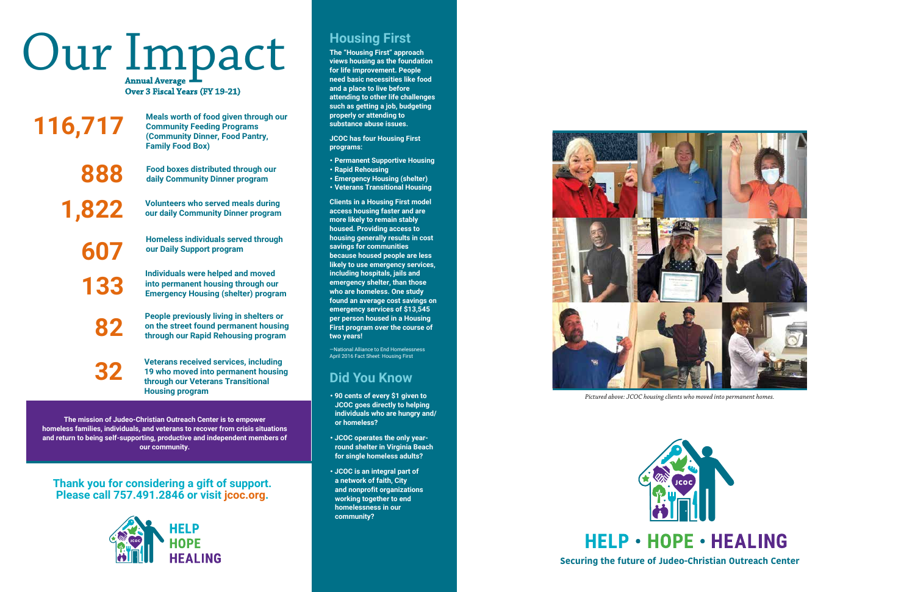# Our Impact

**Annual Average Over 3 Fiscal Years (FY 19-21)**

**116,717** — Meals worth of food given through our Community Feeding Programs (Community Dinner, Food Pantry, Family Food Box)

**888** — Food boxes distributed through our daily Community Dinner program

**1,822** — Volunteers who served meals during our daily Community Dinner program

**607** — Homeless individuals served through our Daily Support program

**133** — Individuals were helped and moved into permanent housing through our Emergency Housing (shelter) program

**82** — People previously living in shelters or on the street found permanent housing through our Rapid Rehousing program

**32** — Veterans received services, including 19 who moved into permanent housing through our Veterans Transitional Housing program

**The mission of Judeo-Christian Outreach Center is to empower homeless families, individuals, and veterans to recover from crisis situations and return to being self-supporting, productive and independent members of our community.**

**Thank you for considering a gift of support. Please call 757.491.2846 or visit jcoc.org.**

HELP
HOPE
HEALING

## Housing First

**The "Housing First" approach views housing as the foundation for life improvement. People need basic necessities like food and a place to live before attending to other life challenges such as getting a job, budgeting properly or attending to substance abuse issues.**

**JCOC has four Housing First programs:**

- **Permanent Supportive Housing**
- **Rapid Rehousing**
- **Emergency Housing (shelter)**
- **Veterans Transitional Housing**

**Clients in a Housing First model access housing faster and are more likely to remain stably housed. Providing access to housing generally results in cost savings for communities because housed people are less likely to use emergency services, including hospitals, jails and emergency shelter, than those who are homeless. One study found an average cost savings on emergency services of $13,545 per person housed in a Housing First program over the course of two years!**

—National Alliance to End Homelessness April 2016 Fact Sheet: Housing First

## Did You Know

- **90 cents of every $1 given to JCOC goes directly to helping individuals who are hungry and/or homeless?**
- **JCOC operates the only year-round shelter in Virginia Beach for single homeless adults?**
- **JCOC is an integral part of a network of faith, City and nonprofit organizations working together to end homelessness in our community?**

*Pictured above: JCOC housing clients who moved into permanent homes.*

# HELP • HOPE • HEALING

**Securing the future of Judeo-Christian Outreach Center**